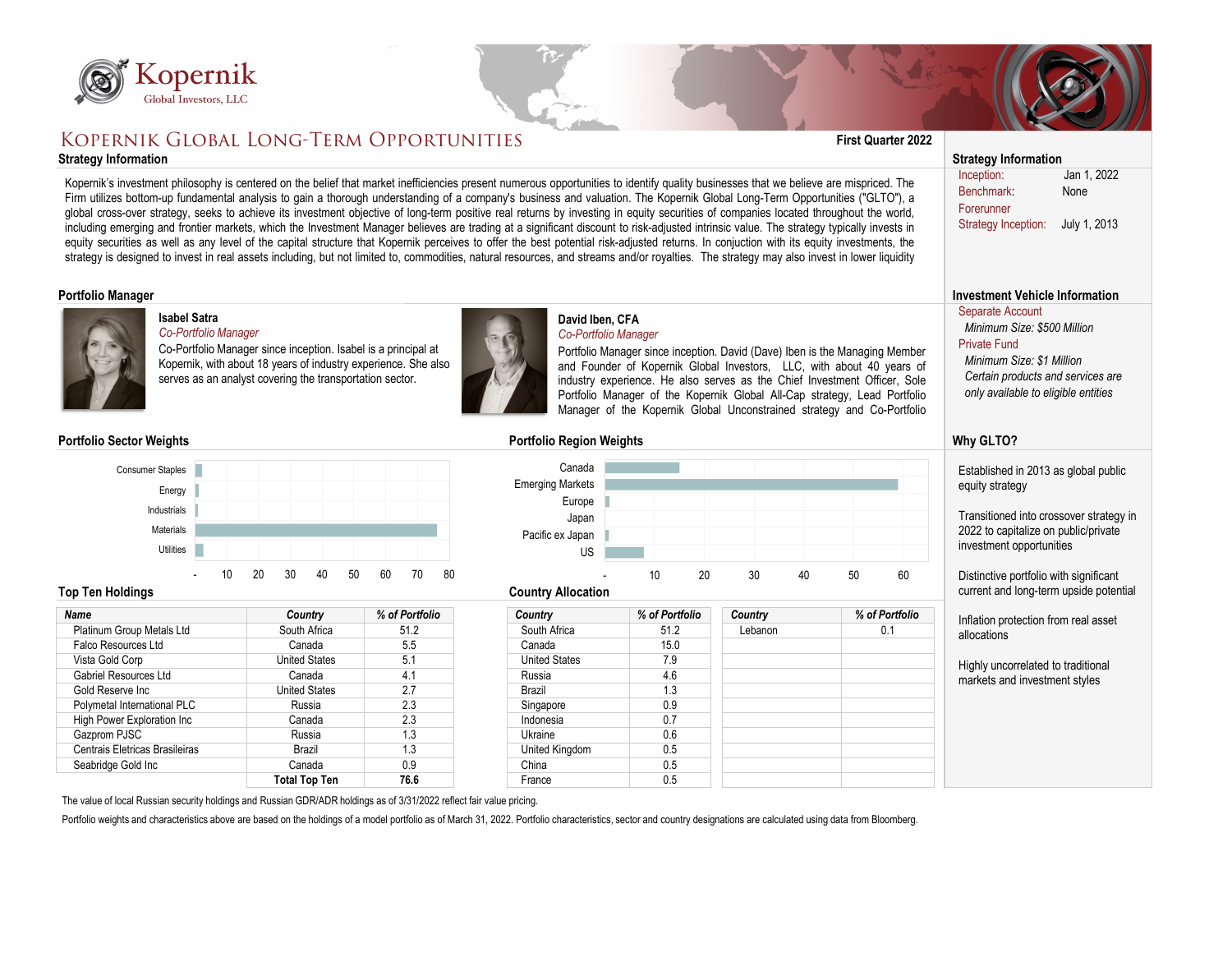# Kopernik Global Long-Term Opportunities

**First Quarter 2022**

## Strategy Information

Kopernik's investment philosophy is centered on the belief that market inefficiencies present numerous opportunities to identify quality businesses that we believe are mispriced. The Firm utilizes bottom-up fundamental analysis to gain a thorough understanding of a company's business and valuation. The Kopernik Global Long-Term Opportunities ("GLTO"), a global cross-over strategy, seeks to achieve its investment objective of long-term positive real returns by investing in equity securities of companies located throughout the world, including emerging and frontier markets, which the Investment Manager believes are trading at a significant discount to risk-adjusted intrinsic value. The strategy typically invests in equity securities as well as any level of the capital structure that Kopernik perceives to offer the best potential risk-adjusted returns. In conjuction with its equity investments, the strategy is designed to invest in real assets including, but not limited to, commodities, natural resources, and streams and/or royalties. The strategy may also invest in lower liquidity

## Portfolio Manager

**Isabel Satra**
*Co-Portfolio Manager*
Co-Portfolio Manager since inception. Isabel is a principal at Kopernik, with about 18 years of industry experience. She also serves as an analyst covering the transportation sector.

**David Iben, CFA**
*Co-Portfolio Manager*
Portfolio Manager since inception. David (Dave) Iben is the Managing Member and Founder of Kopernik Global Investors, LLC, with about 40 years of industry experience. He also serves as the Chief Investment Officer, Sole Portfolio Manager of the Kopernik Global All-Cap strategy, Lead Portfolio Manager of the Kopernik Global Unconstrained strategy and Co-Portfolio

## Portfolio Sector Weights

Consumer Staples, Energy, Industrials, Materials, Utilities (axis: -, 10, 20, 30, 40, 50, 60, 70, 80)

## Portfolio Region Weights

Canada, Emerging Markets, Europe, Japan, Pacific ex Japan, US (axis: -, 10, 20, 30, 40, 50, 60)

## Top Ten Holdings

| Name | Country | % of Portfolio |
|---|---|---|
| Platinum Group Metals Ltd | South Africa | 51.2 |
| Falco Resources Ltd | Canada | 5.5 |
| Vista Gold Corp | United States | 5.1 |
| Gabriel Resources Ltd | Canada | 4.1 |
| Gold Reserve Inc | United States | 2.7 |
| Polymetal International PLC | Russia | 2.3 |
| High Power Exploration Inc | Canada | 2.3 |
| Gazprom PJSC | Russia | 1.3 |
| Centrais Eletricas Brasileiras | Brazil | 1.3 |
| Seabridge Gold Inc | Canada | 0.9 |
| | **Total Top Ten** | **76.6** |

## Country Allocation

| Country | % of Portfolio | Country | % of Portfolio |
|---|---|---|---|
| South Africa | 51.2 | Lebanon | 0.1 |
| Canada | 15.0 | | |
| United States | 7.9 | | |
| Russia | 4.6 | | |
| Brazil | 1.3 | | |
| Singapore | 0.9 | | |
| Indonesia | 0.7 | | |
| Ukraine | 0.6 | | |
| United Kingdom | 0.5 | | |
| China | 0.5 | | |
| France | 0.5 | | |

The value of local Russian security holdings and Russian GDR/ADR holdings as of 3/31/2022 reflect fair value pricing.

Portfolio weights and characteristics above are based on the holdings of a model portfolio as of March 31, 2022. Portfolio characteristics, sector and country designations are calculated using data from Bloomberg.

## Strategy Information

| | |
|---|---|
| Inception: | Jan 1, 2022 |
| Benchmark: | None |
| Forerunner Strategy Inception: | July 1, 2013 |

## Investment Vehicle Information

Separate Account
*Minimum Size: $500 Million*

Private Fund
*Minimum Size: $1 Million*
*Certain products and services are only available to eligible entities*

## Why GLTO?

- Established in 2013 as global public equity strategy
- Transitioned into crossover strategy in 2022 to capitalize on public/private investment opportunities
- Distinctive portfolio with significant current and long-term upside potential
- Inflation protection from real asset allocations
- Highly uncorrelated to traditional markets and investment styles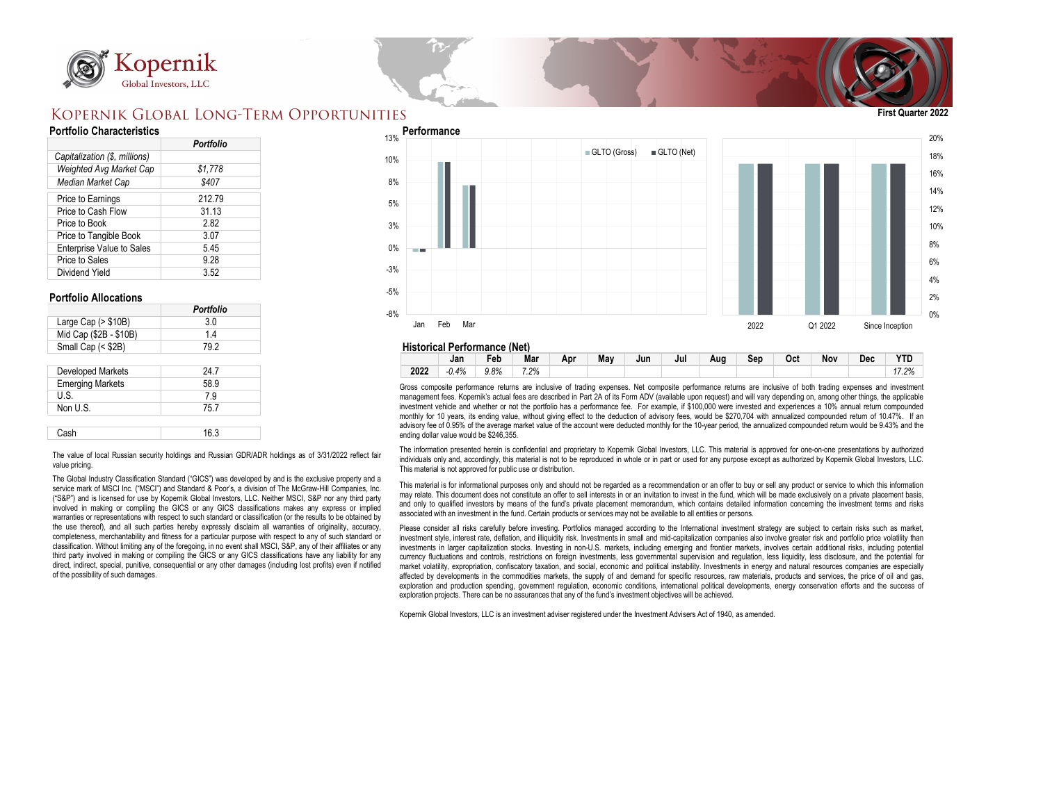# Kopernik Global Long-Term Opportunities

First Quarter 2022

## Portfolio Characteristics

| | *Portfolio* |
|---|---|
| *Capitalization ($, millions)* | |
| *Weighted Avg Market Cap* | *$1,778* |
| *Median Market Cap* | *$407* |
| Price to Earnings | 212.79 |
| Price to Cash Flow | 31.13 |
| Price to Book | 2.82 |
| Price to Tangible Book | 3.07 |
| Enterprise Value to Sales | 5.45 |
| Price to Sales | 9.28 |
| Dividend Yield | 3.52 |

## Portfolio Allocations

| | *Portfolio* |
|---|---|
| Large Cap (> $10B) | 3.0 |
| Mid Cap ($2B - $10B) | 1.4 |
| Small Cap (< $2B) | 79.2 |
| Developed Markets | 24.7 |
| Emerging Markets | 58.9 |
| U.S. | 7.9 |
| Non U.S. | 75.7 |
| Cash | 16.3 |

The value of local Russian security holdings and Russian GDR/ADR holdings as of 3/31/2022 reflect fair value pricing.

The Global Industry Classification Standard ("GICS") was developed by and is the exclusive property and a service mark of MSCI Inc. ("MSCI") and Standard & Poor's, a division of The McGraw-Hill Companies, Inc. ("S&P") and is licensed for use by Kopernik Global Investors, LLC. Neither MSCI, S&P nor any third party involved in making or compiling the GICS or any GICS classifications makes any express or implied warranties or representations with respect to such standard or classification (or the results to be obtained by the use thereof), and all such parties hereby expressly disclaim all warranties of originality, accuracy, completeness, merchantability and fitness for a particular purpose with respect to any of such standard or classification. Without limiting any of the foregoing, in no event shall MSCI, S&P, any of their affiliates or any third party involved in making or compiling the GICS or any GICS classifications have any liability for any direct, indirect, special, punitive, consequential or any other damages (including lost profits) even if notified of the possibility of such damages.

## Performance

GLTO (Gross)
GLTO (Net)

13%
10%
8%
5%
3%
0%
-3%
-5%
-8%

Jan
Feb
Mar

20%
18%
16%
14%
12%
10%
8%
6%
4%
2%
0%

2022
Q1 2022
Since Inception

## Historical Performance (Net)

| | Jan | Feb | Mar | Apr | May | Jun | Jul | Aug | Sep | Oct | Nov | Dec | YTD |
|---|---|---|---|---|---|---|---|---|---|---|---|---|---|
| **2022** | *-0.4%* | *9.8%* | *7.2%* | | | | | | | | | | *17.2%* |

Gross composite performance returns are inclusive of trading expenses. Net composite performance returns are inclusive of both trading expenses and investment management fees. Kopernik's actual fees are described in Part 2A of its Form ADV (available upon request) and will vary depending on, among other things, the applicable investment vehicle and whether or not the portfolio has a performance fee. For example, if $100,000 were invested and experiences a 10% annual return compounded monthly for 10 years, its ending value, without giving effect to the deduction of advisory fees, would be $270,704 with annualized compounded return of 10.47%. If an advisory fee of 0.95% of the average market value of the account were deducted monthly for the 10-year period, the annualized compounded return would be 9.43% and the ending dollar value would be $246,355.

The information presented herein is confidential and proprietary to Kopernik Global Investors, LLC. This material is approved for one-on-one presentations by authorized individuals only and, accordingly, this material is not to be reproduced in whole or in part or used for any purpose except as authorized by Kopernik Global Investors, LLC. This material is not approved for public use or distribution.

This material is for informational purposes only and should not be regarded as a recommendation or an offer to buy or sell any product or service to which this information may relate. This document does not constitute an offer to sell interests in or an invitation to invest in the fund, which will be made exclusively on a private placement basis, and only to qualified investors by means of the fund's private placement memorandum, which contains detailed information concerning the investment terms and risks associated with an investment in the fund. Certain products or services may not be available to all entities or persons.

Please consider all risks carefully before investing. Portfolios managed according to the International investment strategy are subject to certain risks such as market, investment style, interest rate, deflation, and illiquidity risk. Investments in small and mid-capitalization companies also involve greater risk and portfolio price volatility than investments in larger capitalization stocks. Investing in non-U.S. markets, including emerging and frontier markets, involves certain additional risks, including potential currency fluctuations and controls, restrictions on foreign investments, less governmental supervision and regulation, less liquidity, less disclosure, and the potential for market volatility, expropriation, confiscatory taxation, and social, economic and political instability. Investments in energy and natural resources companies are especially affected by developments in the commodities markets, the supply of and demand for specific resources, raw materials, products and services, the price of oil and gas, exploration and production spending, government regulation, economic conditions, international political developments, energy conservation efforts and the success of exploration projects. There can be no assurances that any of the fund's investment objectives will be achieved.

Kopernik Global Investors, LLC is an investment adviser registered under the Investment Advisers Act of 1940, as amended.